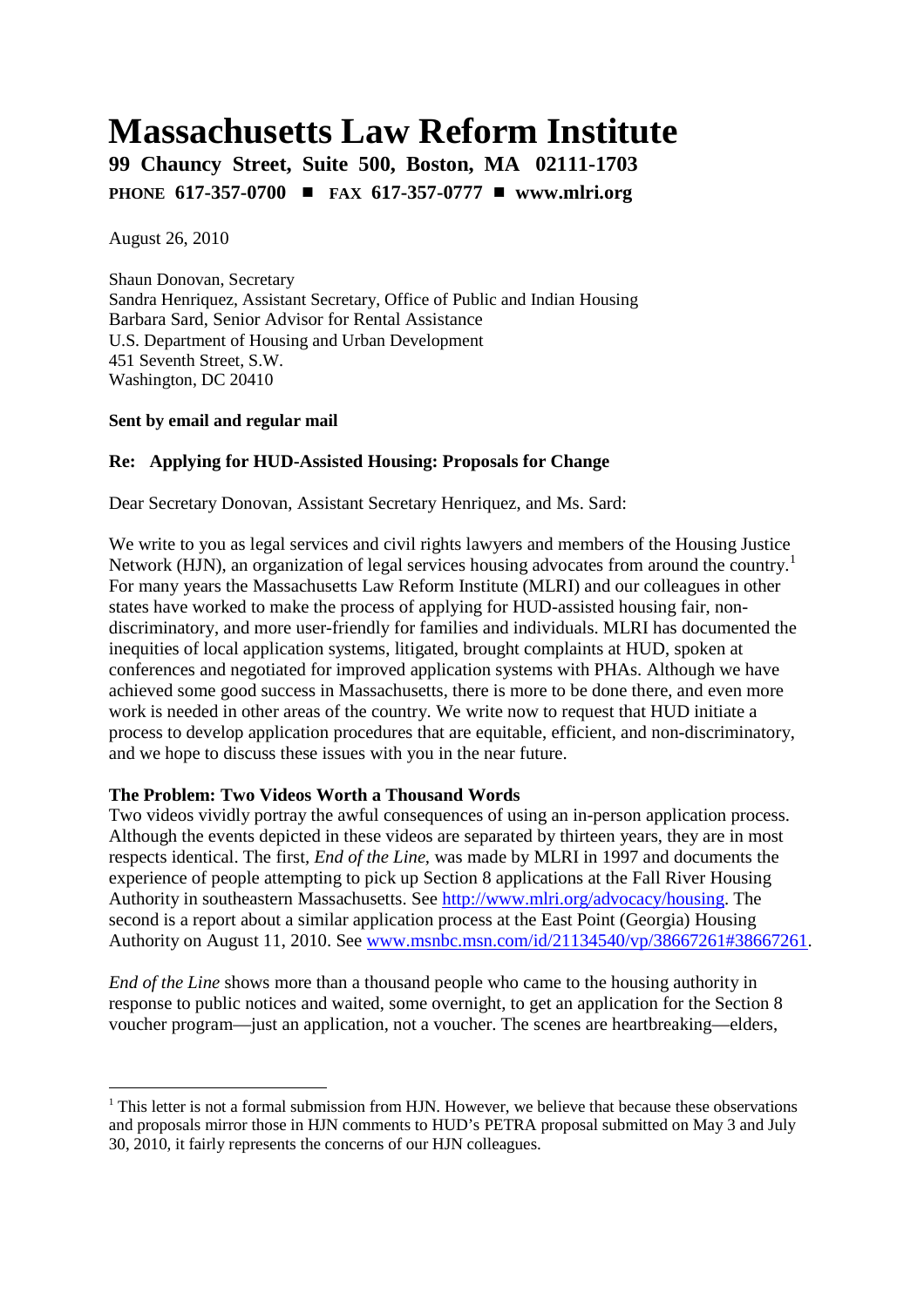# Massachusetts Law Reform Institute

**99 Chauncy Street, Suite 500, Boston, MA 02111-1703**

**PHONE 617-357-0700 ■ FAX 617-357-0777 ■ www.mlri.org**

August 26, 2010

Shaun Donovan, Secretary
Sandra Henriquez, Assistant Secretary, Office of Public and Indian Housing
Barbara Sard, Senior Advisor for Rental Assistance
U.S. Department of Housing and Urban Development
451 Seventh Street, S.W.
Washington, DC 20410

**Sent by email and regular mail**

**Re: Applying for HUD-Assisted Housing: Proposals for Change**

Dear Secretary Donovan, Assistant Secretary Henriquez, and Ms. Sard:

We write to you as legal services and civil rights lawyers and members of the Housing Justice Network (HJN), an organization of legal services housing advocates from around the country.[1] For many years the Massachusetts Law Reform Institute (MLRI) and our colleagues in other states have worked to make the process of applying for HUD-assisted housing fair, non-discriminatory, and more user-friendly for families and individuals. MLRI has documented the inequities of local application systems, litigated, brought complaints at HUD, spoken at conferences and negotiated for improved application systems with PHAs. Although we have achieved some good success in Massachusetts, there is more to be done there, and even more work is needed in other areas of the country. We write now to request that HUD initiate a process to develop application procedures that are equitable, efficient, and non-discriminatory, and we hope to discuss these issues with you in the near future.

**The Problem: Two Videos Worth a Thousand Words**

Two videos vividly portray the awful consequences of using an in-person application process. Although the events depicted in these videos are separated by thirteen years, they are in most respects identical. The first, *End of the Line*, was made by MLRI in 1997 and documents the experience of people attempting to pick up Section 8 applications at the Fall River Housing Authority in southeastern Massachusetts. See http://www.mlri.org/advocacy/housing. The second is a report about a similar application process at the East Point (Georgia) Housing Authority on August 11, 2010. See www.msnbc.msn.com/id/21134540/vp/38667261#38667261.

*End of the Line* shows more than a thousand people who came to the housing authority in response to public notices and waited, some overnight, to get an application for the Section 8 voucher program—just an application, not a voucher. The scenes are heartbreaking—elders,

---

[1] This letter is not a formal submission from HJN. However, we believe that because these observations and proposals mirror those in HJN comments to HUD's PETRA proposal submitted on May 3 and July 30, 2010, it fairly represents the concerns of our HJN colleagues.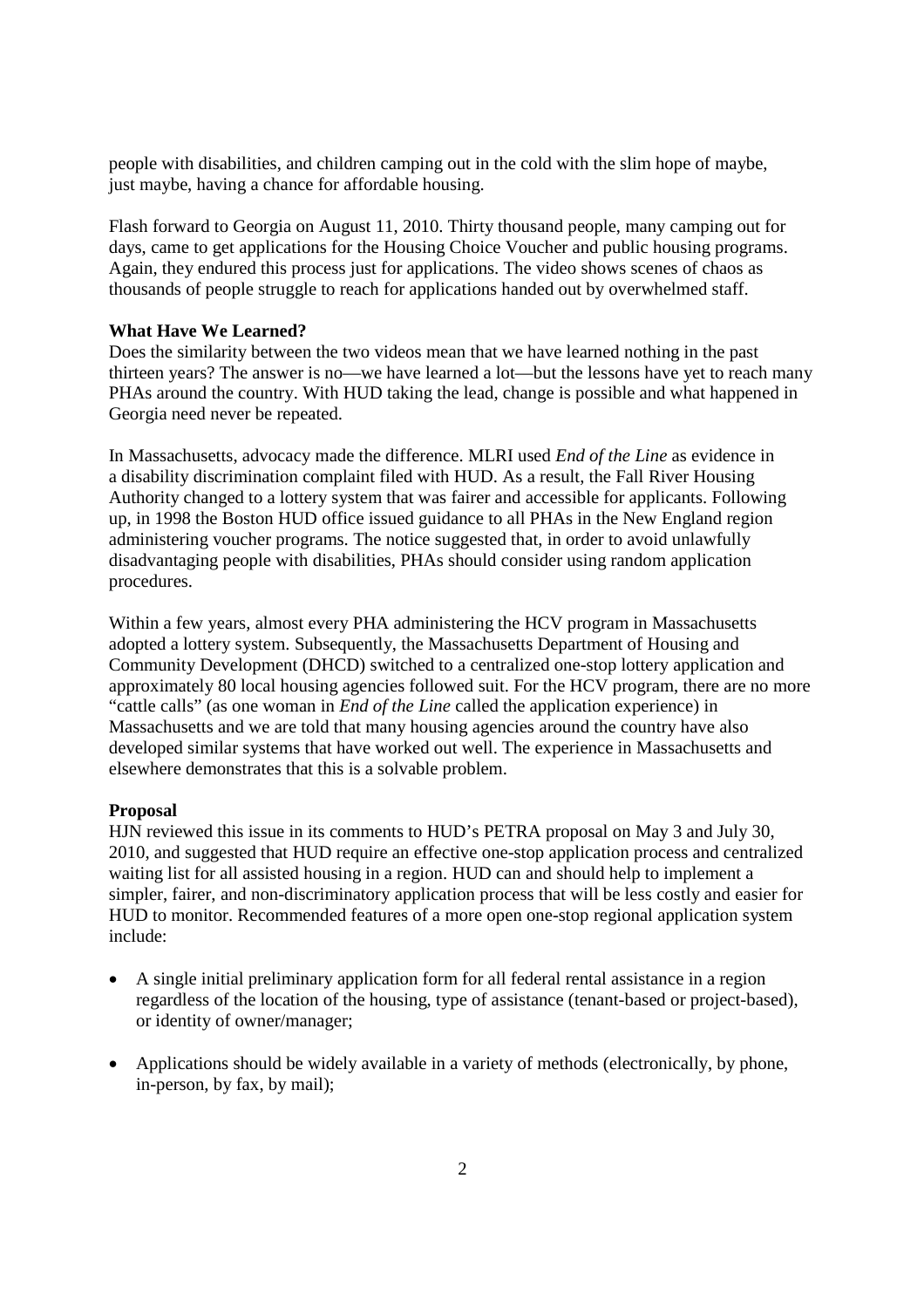people with disabilities, and children camping out in the cold with the slim hope of maybe, just maybe, having a chance for affordable housing.

Flash forward to Georgia on August 11, 2010. Thirty thousand people, many camping out for days, came to get applications for the Housing Choice Voucher and public housing programs. Again, they endured this process just for applications. The video shows scenes of chaos as thousands of people struggle to reach for applications handed out by overwhelmed staff.

**What Have We Learned?**

Does the similarity between the two videos mean that we have learned nothing in the past thirteen years? The answer is no—we have learned a lot—but the lessons have yet to reach many PHAs around the country. With HUD taking the lead, change is possible and what happened in Georgia need never be repeated.

In Massachusetts, advocacy made the difference. MLRI used *End of the Line* as evidence in a disability discrimination complaint filed with HUD. As a result, the Fall River Housing Authority changed to a lottery system that was fairer and accessible for applicants. Following up, in 1998 the Boston HUD office issued guidance to all PHAs in the New England region administering voucher programs. The notice suggested that, in order to avoid unlawfully disadvantaging people with disabilities, PHAs should consider using random application procedures.

Within a few years, almost every PHA administering the HCV program in Massachusetts adopted a lottery system. Subsequently, the Massachusetts Department of Housing and Community Development (DHCD) switched to a centralized one-stop lottery application and approximately 80 local housing agencies followed suit. For the HCV program, there are no more "cattle calls" (as one woman in *End of the Line* called the application experience) in Massachusetts and we are told that many housing agencies around the country have also developed similar systems that have worked out well. The experience in Massachusetts and elsewhere demonstrates that this is a solvable problem.

**Proposal**

HJN reviewed this issue in its comments to HUD's PETRA proposal on May 3 and July 30, 2010, and suggested that HUD require an effective one-stop application process and centralized waiting list for all assisted housing in a region. HUD can and should help to implement a simpler, fairer, and non-discriminatory application process that will be less costly and easier for HUD to monitor. Recommended features of a more open one-stop regional application system include:

- A single initial preliminary application form for all federal rental assistance in a region regardless of the location of the housing, type of assistance (tenant-based or project-based), or identity of owner/manager;
- Applications should be widely available in a variety of methods (electronically, by phone, in-person, by fax, by mail);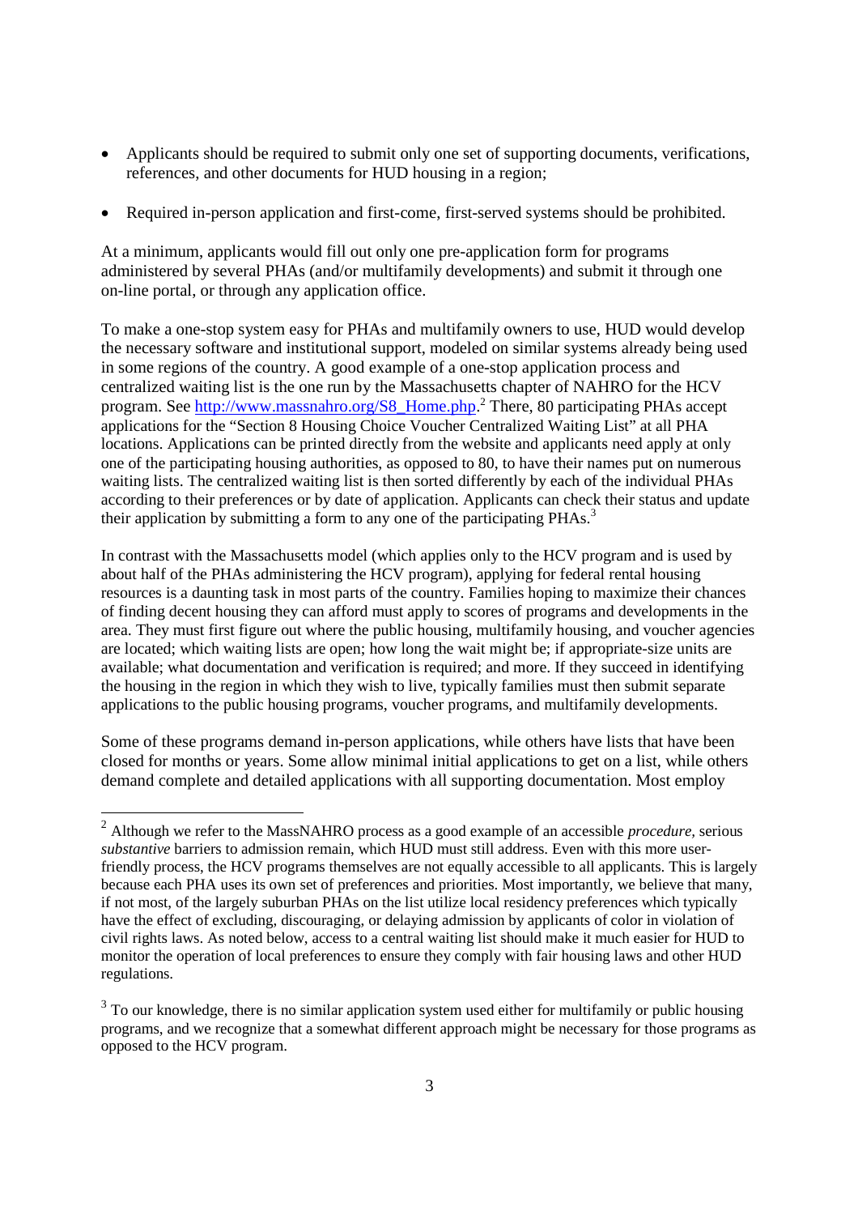- Applicants should be required to submit only one set of supporting documents, verifications, references, and other documents for HUD housing in a region;
- Required in-person application and first-come, first-served systems should be prohibited.

At a minimum, applicants would fill out only one pre-application form for programs administered by several PHAs (and/or multifamily developments) and submit it through one on-line portal, or through any application office.

To make a one-stop system easy for PHAs and multifamily owners to use, HUD would develop the necessary software and institutional support, modeled on similar systems already being used in some regions of the country. A good example of a one-stop application process and centralized waiting list is the one run by the Massachusetts chapter of NAHRO for the HCV program. See [http://www.massnahro.org/S8_Home.php](http://www.massnahro.org/S8_Home.php).[2] There, 80 participating PHAs accept applications for the "Section 8 Housing Choice Voucher Centralized Waiting List" at all PHA locations. Applications can be printed directly from the website and applicants need apply at only one of the participating housing authorities, as opposed to 80, to have their names put on numerous waiting lists. The centralized waiting list is then sorted differently by each of the individual PHAs according to their preferences or by date of application. Applicants can check their status and update their application by submitting a form to any one of the participating PHAs.[3]

In contrast with the Massachusetts model (which applies only to the HCV program and is used by about half of the PHAs administering the HCV program), applying for federal rental housing resources is a daunting task in most parts of the country. Families hoping to maximize their chances of finding decent housing they can afford must apply to scores of programs and developments in the area. They must first figure out where the public housing, multifamily housing, and voucher agencies are located; which waiting lists are open; how long the wait might be; if appropriate-size units are available; what documentation and verification is required; and more. If they succeed in identifying the housing in the region in which they wish to live, typically families must then submit separate applications to the public housing programs, voucher programs, and multifamily developments.

Some of these programs demand in-person applications, while others have lists that have been closed for months or years. Some allow minimal initial applications to get on a list, while others demand complete and detailed applications with all supporting documentation. Most employ

---

[2] Although we refer to the MassNAHRO process as a good example of an accessible *procedure*, serious *substantive* barriers to admission remain, which HUD must still address. Even with this more user-friendly process, the HCV programs themselves are not equally accessible to all applicants. This is largely because each PHA uses its own set of preferences and priorities. Most importantly, we believe that many, if not most, of the largely suburban PHAs on the list utilize local residency preferences which typically have the effect of excluding, discouraging, or delaying admission by applicants of color in violation of civil rights laws. As noted below, access to a central waiting list should make it much easier for HUD to monitor the operation of local preferences to ensure they comply with fair housing laws and other HUD regulations.

[3] To our knowledge, there is no similar application system used either for multifamily or public housing programs, and we recognize that a somewhat different approach might be necessary for those programs as opposed to the HCV program.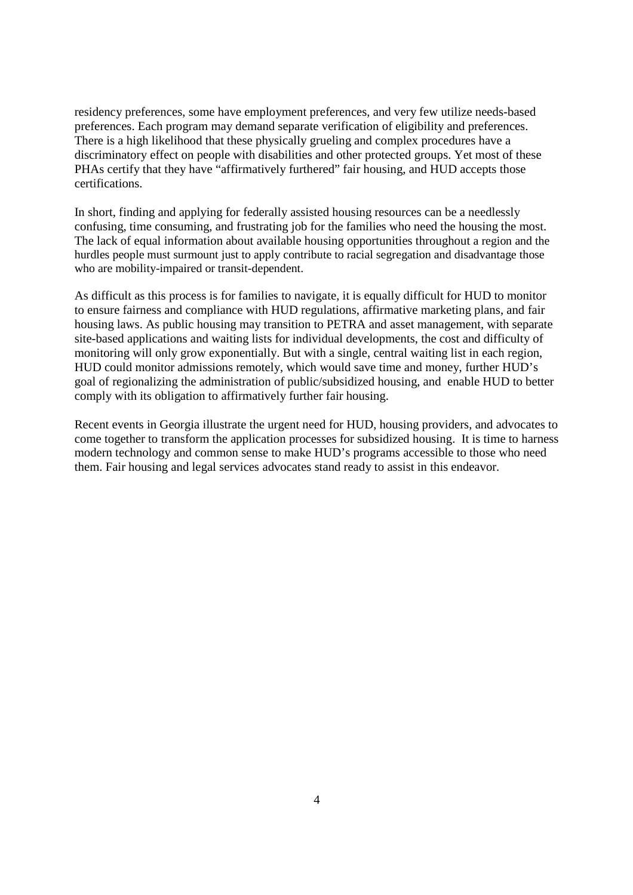residency preferences, some have employment preferences, and very few utilize needs-based preferences. Each program may demand separate verification of eligibility and preferences. There is a high likelihood that these physically grueling and complex procedures have a discriminatory effect on people with disabilities and other protected groups. Yet most of these PHAs certify that they have "affirmatively furthered" fair housing, and HUD accepts those certifications.

In short, finding and applying for federally assisted housing resources can be a needlessly confusing, time consuming, and frustrating job for the families who need the housing the most. The lack of equal information about available housing opportunities throughout a region and the hurdles people must surmount just to apply contribute to racial segregation and disadvantage those who are mobility-impaired or transit-dependent.

As difficult as this process is for families to navigate, it is equally difficult for HUD to monitor to ensure fairness and compliance with HUD regulations, affirmative marketing plans, and fair housing laws. As public housing may transition to PETRA and asset management, with separate site-based applications and waiting lists for individual developments, the cost and difficulty of monitoring will only grow exponentially. But with a single, central waiting list in each region, HUD could monitor admissions remotely, which would save time and money, further HUD's goal of regionalizing the administration of public/subsidized housing, and enable HUD to better comply with its obligation to affirmatively further fair housing.

Recent events in Georgia illustrate the urgent need for HUD, housing providers, and advocates to come together to transform the application processes for subsidized housing. It is time to harness modern technology and common sense to make HUD's programs accessible to those who need them. Fair housing and legal services advocates stand ready to assist in this endeavor.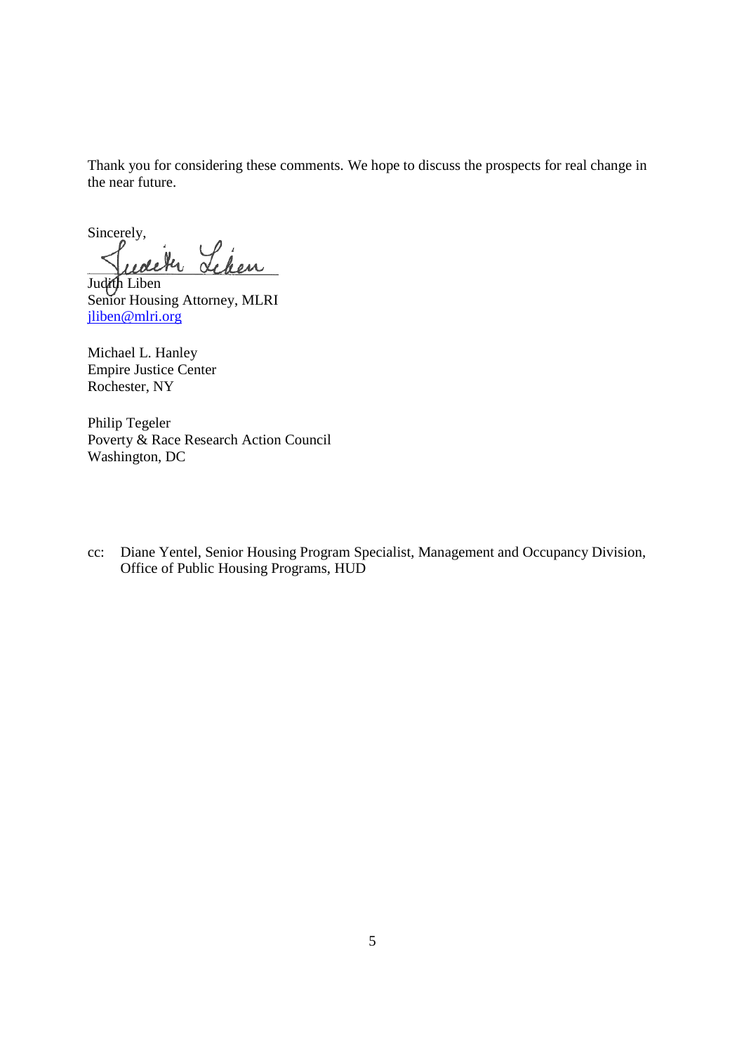Thank you for considering these comments. We hope to discuss the prospects for real change in the near future.

Sincerely,

Judith Liben  
Senior Housing Attorney, MLRI  
jliben@mlri.org

Michael L. Hanley  
Empire Justice Center  
Rochester, NY

Philip Tegeler  
Poverty & Race Research Action Council  
Washington, DC

cc: Diane Yentel, Senior Housing Program Specialist, Management and Occupancy Division, Office of Public Housing Programs, HUD